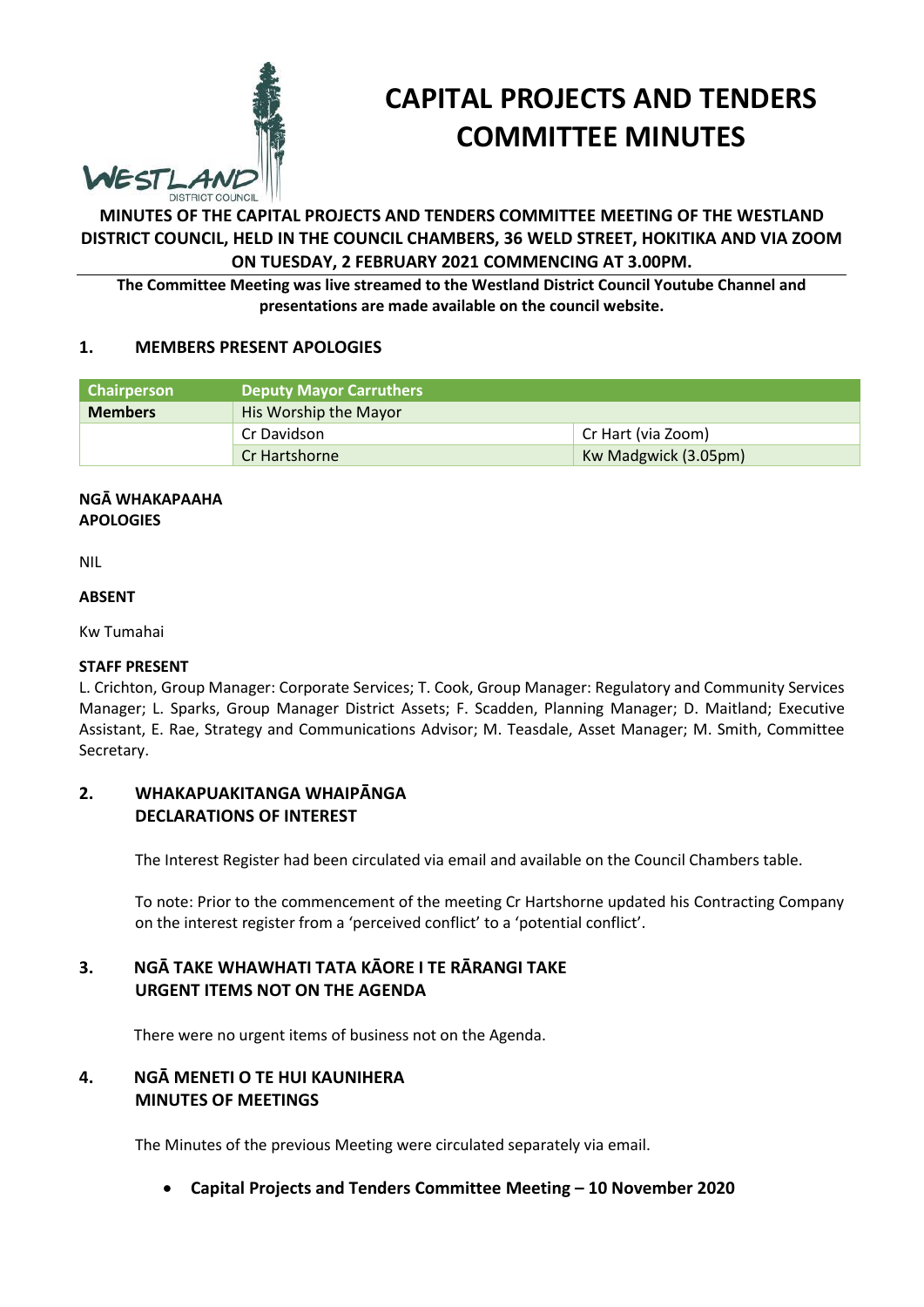# CAPITAL PROJECTS AND TENDERS COMMITTEE MINUTES

**MINUTES OF THE CAPITAL PROJECTS AND TENDERS COMMITTEE MEETING OF THE WESTLAND DISTRICT COUNCIL, HELD IN THE COUNCIL CHAMBERS, 36 WELD STREET, HOKITIKA AND VIA ZOOM ON TUESDAY, 2 FEBRUARY 2021 COMMENCING AT 3.00PM.**

**The Committee Meeting was live streamed to the Westland District Council Youtube Channel and presentations are made available on the council website.**

## 1. MEMBERS PRESENT APOLOGIES

| Chairperson | Deputy Mayor Carruthers | |
|---|---|---|
| **Members** | His Worship the Mayor | |
| | Cr Davidson | Cr Hart (via Zoom) |
| | Cr Hartshorne | Kw Madgwick (3.05pm) |

**NGĀ WHAKAPAAHA**
**APOLOGIES**

NIL

**ABSENT**

Kw Tumahai

**STAFF PRESENT**

L. Crichton, Group Manager: Corporate Services; T. Cook, Group Manager: Regulatory and Community Services Manager; L. Sparks, Group Manager District Assets; F. Scadden, Planning Manager; D. Maitland; Executive Assistant, E. Rae, Strategy and Communications Advisor; M. Teasdale, Asset Manager; M. Smith, Committee Secretary.

## 2. WHAKAPUAKITANGA WHAIPĀNGA
## DECLARATIONS OF INTEREST

The Interest Register had been circulated via email and available on the Council Chambers table.

To note: Prior to the commencement of the meeting Cr Hartshorne updated his Contracting Company on the interest register from a 'perceived conflict' to a 'potential conflict'.

## 3. NGĀ TAKE WHAWHATI TATA KĀORE I TE RĀRANGI TAKE
## URGENT ITEMS NOT ON THE AGENDA

There were no urgent items of business not on the Agenda.

## 4. NGĀ MENETI O TE HUI KAUNIHERA
## MINUTES OF MEETINGS

The Minutes of the previous Meeting were circulated separately via email.

- **Capital Projects and Tenders Committee Meeting – 10 November 2020**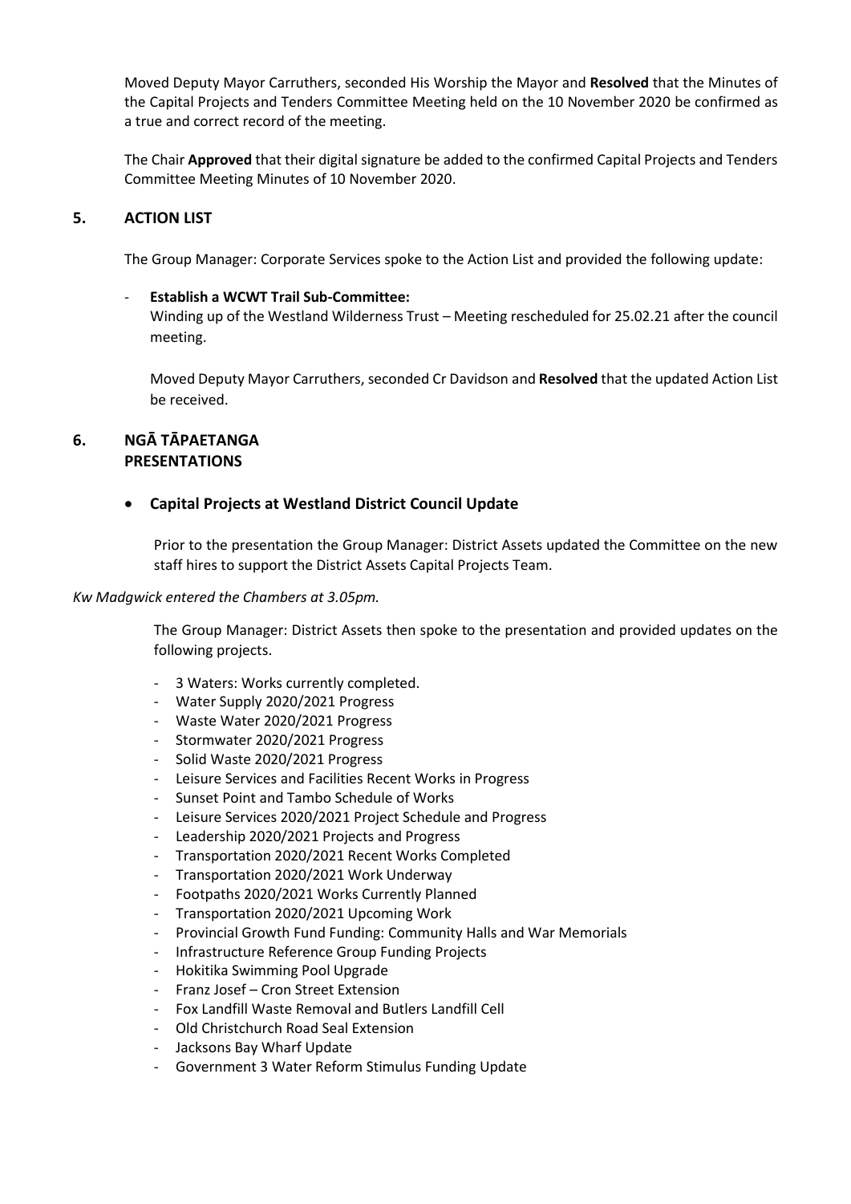Moved Deputy Mayor Carruthers, seconded His Worship the Mayor and **Resolved** that the Minutes of the Capital Projects and Tenders Committee Meeting held on the 10 November 2020 be confirmed as a true and correct record of the meeting.

The Chair **Approved** that their digital signature be added to the confirmed Capital Projects and Tenders Committee Meeting Minutes of 10 November 2020.

## 5. ACTION LIST

The Group Manager: Corporate Services spoke to the Action List and provided the following update:

- **Establish a WCWT Trail Sub-Committee:**
  Winding up of the Westland Wilderness Trust – Meeting rescheduled for 25.02.21 after the council meeting.

  Moved Deputy Mayor Carruthers, seconded Cr Davidson and **Resolved** that the updated Action List be received.

## 6. NGĀ TĀPAETANGA PRESENTATIONS

- **Capital Projects at Westland District Council Update**

  Prior to the presentation the Group Manager: District Assets updated the Committee on the new staff hires to support the District Assets Capital Projects Team.

*Kw Madgwick entered the Chambers at 3.05pm.*

The Group Manager: District Assets then spoke to the presentation and provided updates on the following projects.

- 3 Waters: Works currently completed.
- Water Supply 2020/2021 Progress
- Waste Water 2020/2021 Progress
- Stormwater 2020/2021 Progress
- Solid Waste 2020/2021 Progress
- Leisure Services and Facilities Recent Works in Progress
- Sunset Point and Tambo Schedule of Works
- Leisure Services 2020/2021 Project Schedule and Progress
- Leadership 2020/2021 Projects and Progress
- Transportation 2020/2021 Recent Works Completed
- Transportation 2020/2021 Work Underway
- Footpaths 2020/2021 Works Currently Planned
- Transportation 2020/2021 Upcoming Work
- Provincial Growth Fund Funding: Community Halls and War Memorials
- Infrastructure Reference Group Funding Projects
- Hokitika Swimming Pool Upgrade
- Franz Josef – Cron Street Extension
- Fox Landfill Waste Removal and Butlers Landfill Cell
- Old Christchurch Road Seal Extension
- Jacksons Bay Wharf Update
- Government 3 Water Reform Stimulus Funding Update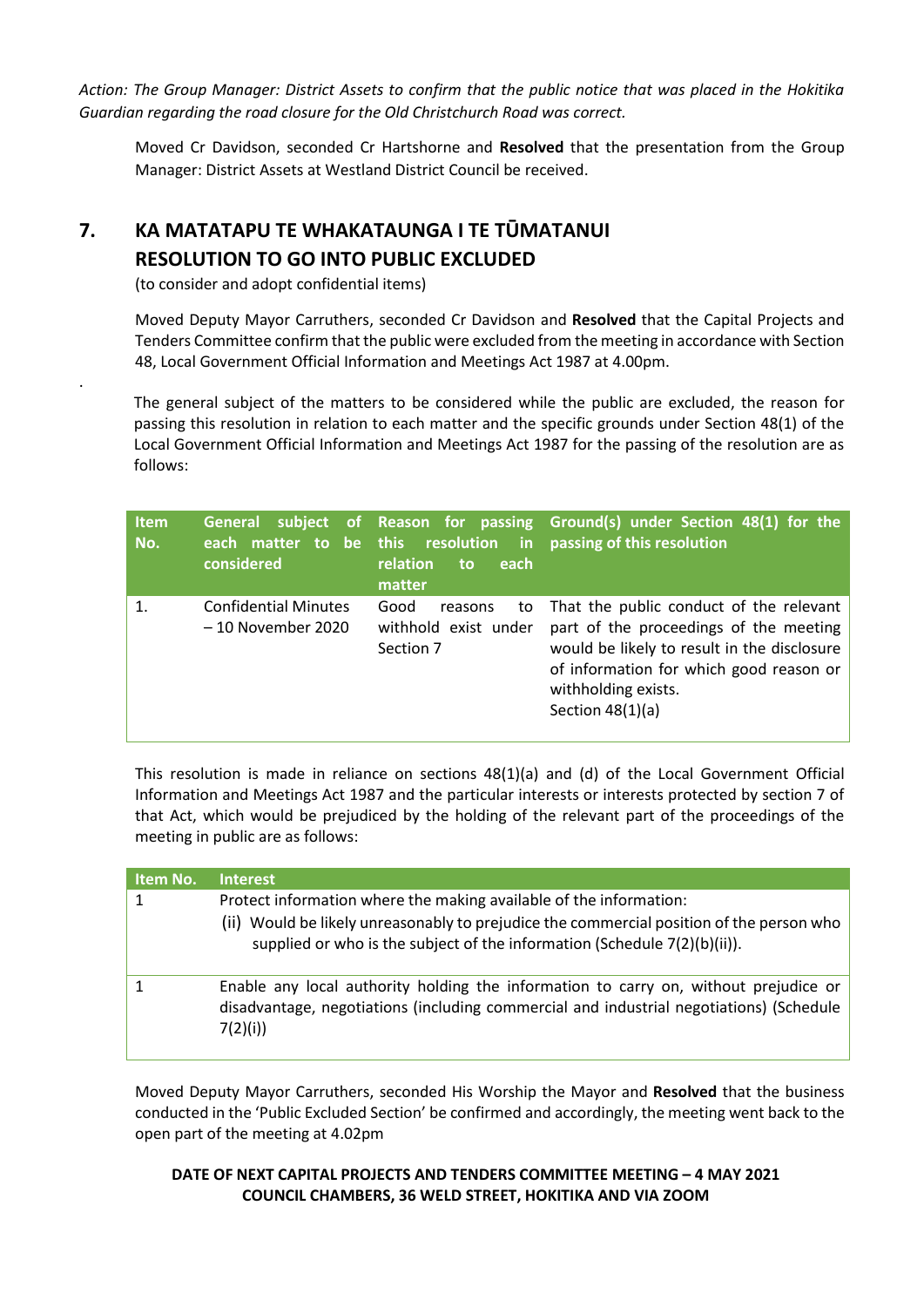*Action: The Group Manager: District Assets to confirm that the public notice that was placed in the Hokitika Guardian regarding the road closure for the Old Christchurch Road was correct.*

Moved Cr Davidson, seconded Cr Hartshorne and **Resolved** that the presentation from the Group Manager: District Assets at Westland District Council be received.

## 7. KA MATATAPU TE WHAKATAUNGA I TE TŪMATANUI RESOLUTION TO GO INTO PUBLIC EXCLUDED

(to consider and adopt confidential items)

Moved Deputy Mayor Carruthers, seconded Cr Davidson and **Resolved** that the Capital Projects and Tenders Committee confirm that the public were excluded from the meeting in accordance with Section 48, Local Government Official Information and Meetings Act 1987 at 4.00pm.

.

The general subject of the matters to be considered while the public are excluded, the reason for passing this resolution in relation to each matter and the specific grounds under Section 48(1) of the Local Government Official Information and Meetings Act 1987 for the passing of the resolution are as follows:

| Item No. | General subject of each matter to be considered | Reason for passing this resolution in relation to each matter | Ground(s) under Section 48(1) for the passing of this resolution |
|---|---|---|---|
| 1. | Confidential Minutes – 10 November 2020 | Good reasons to withhold exist under Section 7 | That the public conduct of the relevant part of the proceedings of the meeting would be likely to result in the disclosure of information for which good reason or withholding exists. Section 48(1)(a) |

This resolution is made in reliance on sections 48(1)(a) and (d) of the Local Government Official Information and Meetings Act 1987 and the particular interests or interests protected by section 7 of that Act, which would be prejudiced by the holding of the relevant part of the proceedings of the meeting in public are as follows:

| Item No. | Interest |
|---|---|
| 1 | Protect information where the making available of the information: (ii) Would be likely unreasonably to prejudice the commercial position of the person who supplied or who is the subject of the information (Schedule 7(2)(b)(ii)). |
| 1 | Enable any local authority holding the information to carry on, without prejudice or disadvantage, negotiations (including commercial and industrial negotiations) (Schedule 7(2)(i)) |

Moved Deputy Mayor Carruthers, seconded His Worship the Mayor and **Resolved** that the business conducted in the 'Public Excluded Section' be confirmed and accordingly, the meeting went back to the open part of the meeting at 4.02pm

**DATE OF NEXT CAPITAL PROJECTS AND TENDERS COMMITTEE MEETING – 4 MAY 2021**
**COUNCIL CHAMBERS, 36 WELD STREET, HOKITIKA AND VIA ZOOM**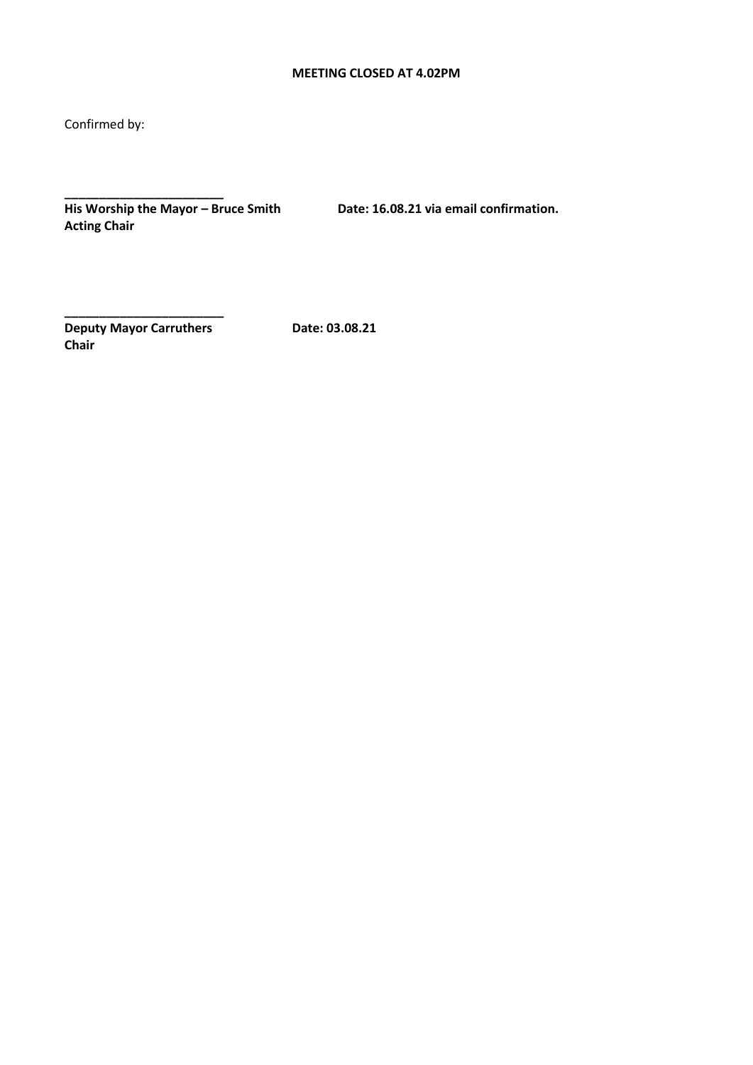**MEETING CLOSED AT 4.02PM**

Confirmed by:

**_______________________**

**His Worship the Mayor – Bruce Smith** **Date: 16.08.21 via email confirmation.**
**Acting Chair**

**_______________________**

**Deputy Mayor Carruthers** **Date: 03.08.21**
**Chair**